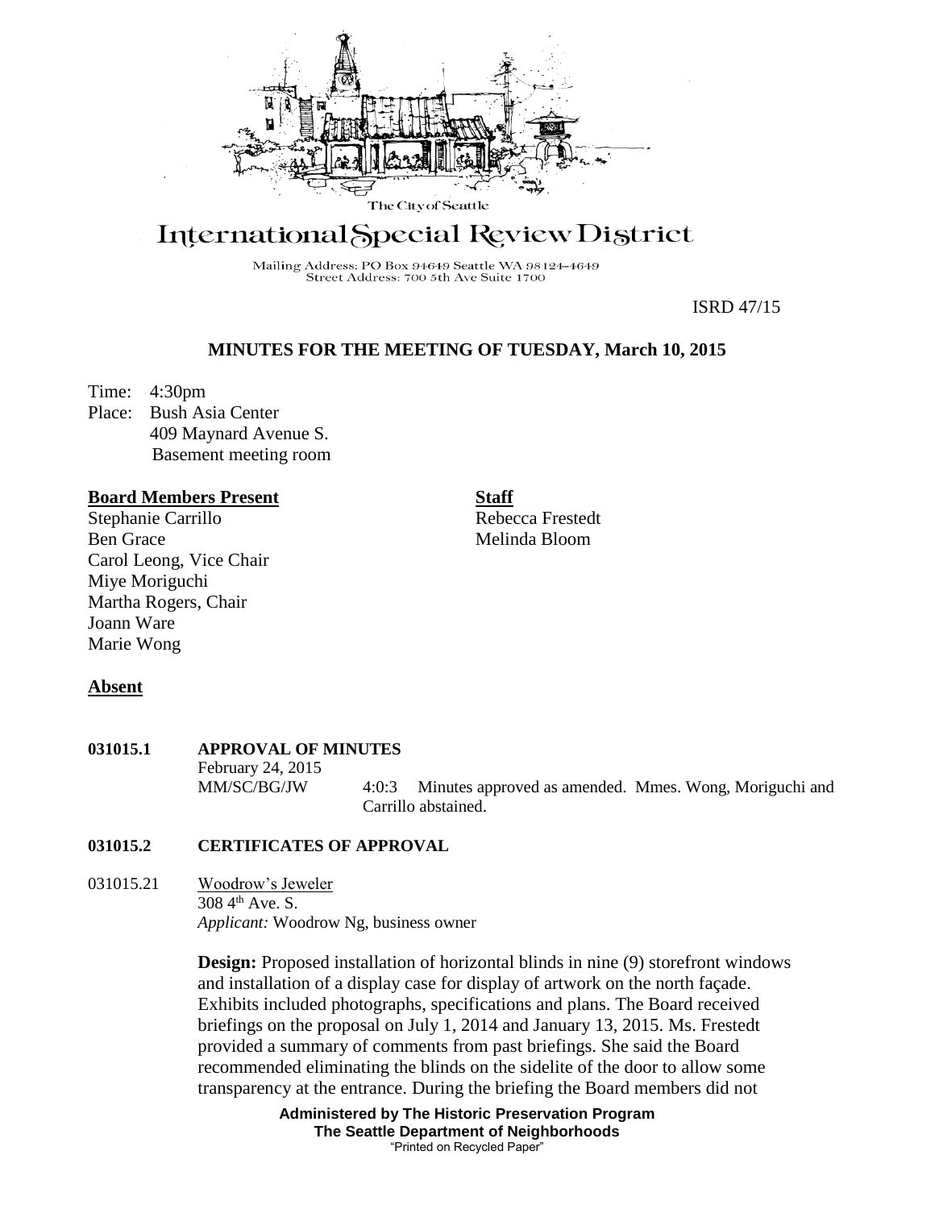The City of Seattle

# International Special Review District

Mailing Address: PO Box 94649 Seattle WA 98124-4649
Street Address: 700 5th Ave Suite 1700

ISRD 47/15

## MINUTES FOR THE MEETING OF TUESDAY, March 10, 2015

Time: 4:30pm
Place: Bush Asia Center
409 Maynard Avenue S.
Basement meeting room

**Board Members Present**
Stephanie Carrillo
Ben Grace
Carol Leong, Vice Chair
Miye Moriguchi
Martha Rogers, Chair
Joann Ware
Marie Wong

**Staff**
Rebecca Frestedt
Melinda Bloom

**Absent**

**031015.1 APPROVAL OF MINUTES**

February 24, 2015
MM/SC/BG/JW 4:0:3 Minutes approved as amended. Mmes. Wong, Moriguchi and Carrillo abstained.

**031015.2 CERTIFICATES OF APPROVAL**

031015.21 Woodrow's Jeweler
308 4th Ave. S.
*Applicant:* Woodrow Ng, business owner

**Design:** Proposed installation of horizontal blinds in nine (9) storefront windows and installation of a display case for display of artwork on the north façade. Exhibits included photographs, specifications and plans. The Board received briefings on the proposal on July 1, 2014 and January 13, 2015. Ms. Frestedt provided a summary of comments from past briefings. She said the Board recommended eliminating the blinds on the sidelite of the door to allow some transparency at the entrance. During the briefing the Board members did not

**Administered by The Historic Preservation Program**
**The Seattle Department of Neighborhoods**
"Printed on Recycled Paper"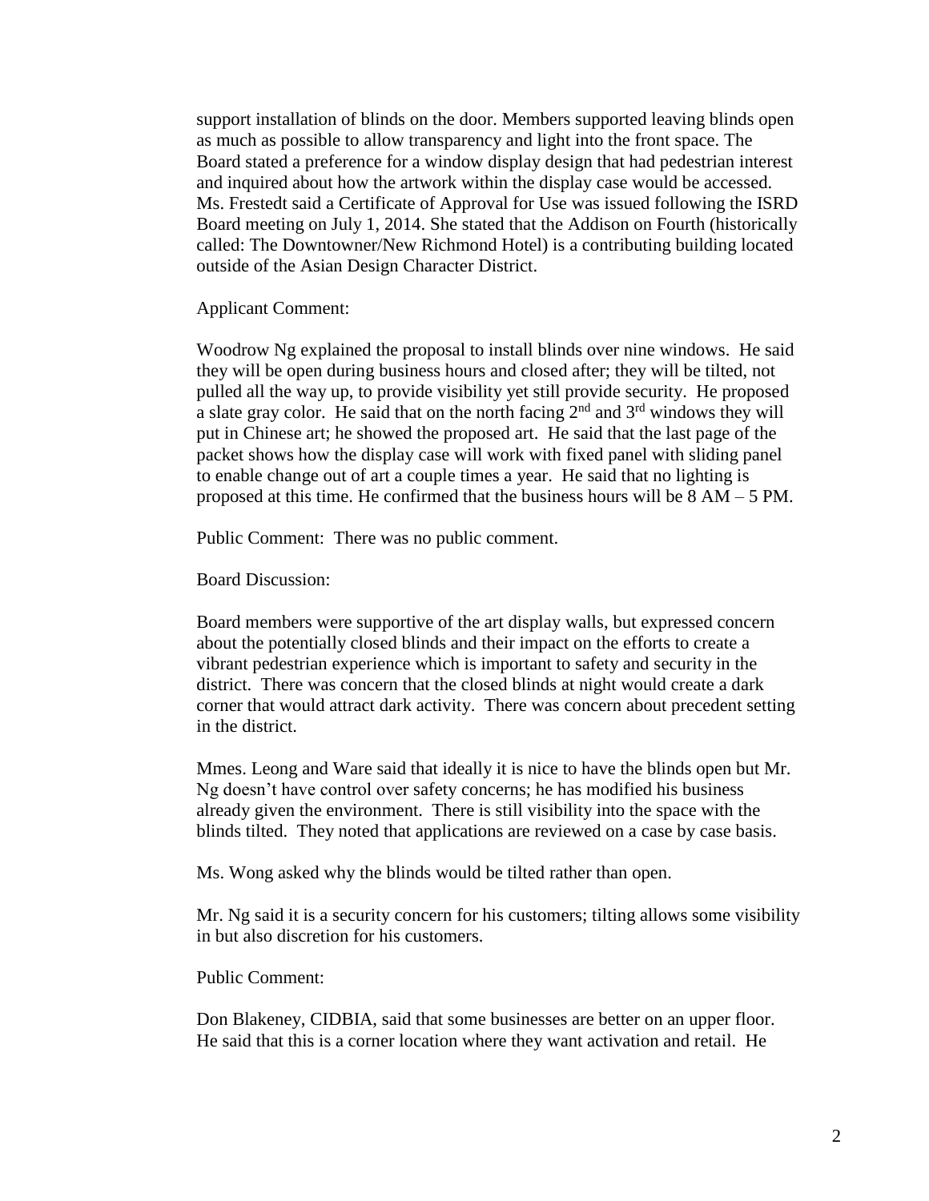support installation of blinds on the door. Members supported leaving blinds open as much as possible to allow transparency and light into the front space. The Board stated a preference for a window display design that had pedestrian interest and inquired about how the artwork within the display case would be accessed. Ms. Frestedt said a Certificate of Approval for Use was issued following the ISRD Board meeting on July 1, 2014. She stated that the Addison on Fourth (historically called: The Downtowner/New Richmond Hotel) is a contributing building located outside of the Asian Design Character District.

Applicant Comment:

Woodrow Ng explained the proposal to install blinds over nine windows. He said they will be open during business hours and closed after; they will be tilted, not pulled all the way up, to provide visibility yet still provide security. He proposed a slate gray color. He said that on the north facing 2nd and 3rd windows they will put in Chinese art; he showed the proposed art. He said that the last page of the packet shows how the display case will work with fixed panel with sliding panel to enable change out of art a couple times a year. He said that no lighting is proposed at this time. He confirmed that the business hours will be 8 AM – 5 PM.

Public Comment: There was no public comment.

Board Discussion:

Board members were supportive of the art display walls, but expressed concern about the potentially closed blinds and their impact on the efforts to create a vibrant pedestrian experience which is important to safety and security in the district. There was concern that the closed blinds at night would create a dark corner that would attract dark activity. There was concern about precedent setting in the district.

Mmes. Leong and Ware said that ideally it is nice to have the blinds open but Mr. Ng doesn't have control over safety concerns; he has modified his business already given the environment. There is still visibility into the space with the blinds tilted. They noted that applications are reviewed on a case by case basis.

Ms. Wong asked why the blinds would be tilted rather than open.

Mr. Ng said it is a security concern for his customers; tilting allows some visibility in but also discretion for his customers.

Public Comment:

Don Blakeney, CIDBIA, said that some businesses are better on an upper floor. He said that this is a corner location where they want activation and retail. He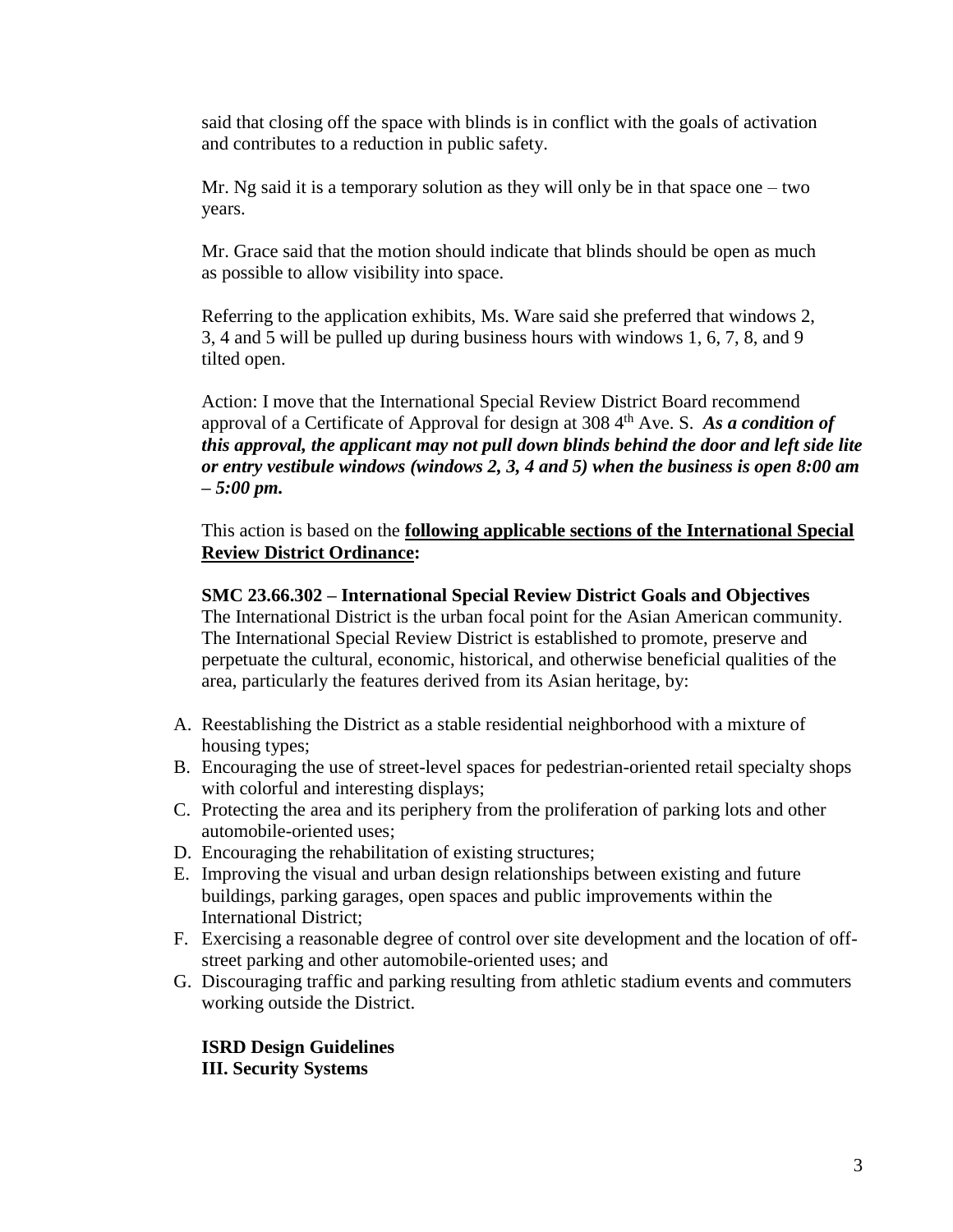said that closing off the space with blinds is in conflict with the goals of activation and contributes to a reduction in public safety.

Mr. Ng said it is a temporary solution as they will only be in that space one – two years.

Mr. Grace said that the motion should indicate that blinds should be open as much as possible to allow visibility into space.

Referring to the application exhibits, Ms. Ware said she preferred that windows 2, 3, 4 and 5 will be pulled up during business hours with windows 1, 6, 7, 8, and 9 tilted open.

Action: I move that the International Special Review District Board recommend approval of a Certificate of Approval for design at 308 4th Ave. S. ***As a condition of this approval, the applicant may not pull down blinds behind the door and left side lite or entry vestibule windows (windows 2, 3, 4 and 5) when the business is open 8:00 am – 5:00 pm.***

This action is based on the **following applicable sections of the International Special Review District Ordinance:**

**SMC 23.66.302 – International Special Review District Goals and Objectives**
The International District is the urban focal point for the Asian American community. The International Special Review District is established to promote, preserve and perpetuate the cultural, economic, historical, and otherwise beneficial qualities of the area, particularly the features derived from its Asian heritage, by:

A. Reestablishing the District as a stable residential neighborhood with a mixture of housing types;
B. Encouraging the use of street-level spaces for pedestrian-oriented retail specialty shops with colorful and interesting displays;
C. Protecting the area and its periphery from the proliferation of parking lots and other automobile-oriented uses;
D. Encouraging the rehabilitation of existing structures;
E. Improving the visual and urban design relationships between existing and future buildings, parking garages, open spaces and public improvements within the International District;
F. Exercising a reasonable degree of control over site development and the location of off-street parking and other automobile-oriented uses; and
G. Discouraging traffic and parking resulting from athletic stadium events and commuters working outside the District.

**ISRD Design Guidelines**
**III. Security Systems**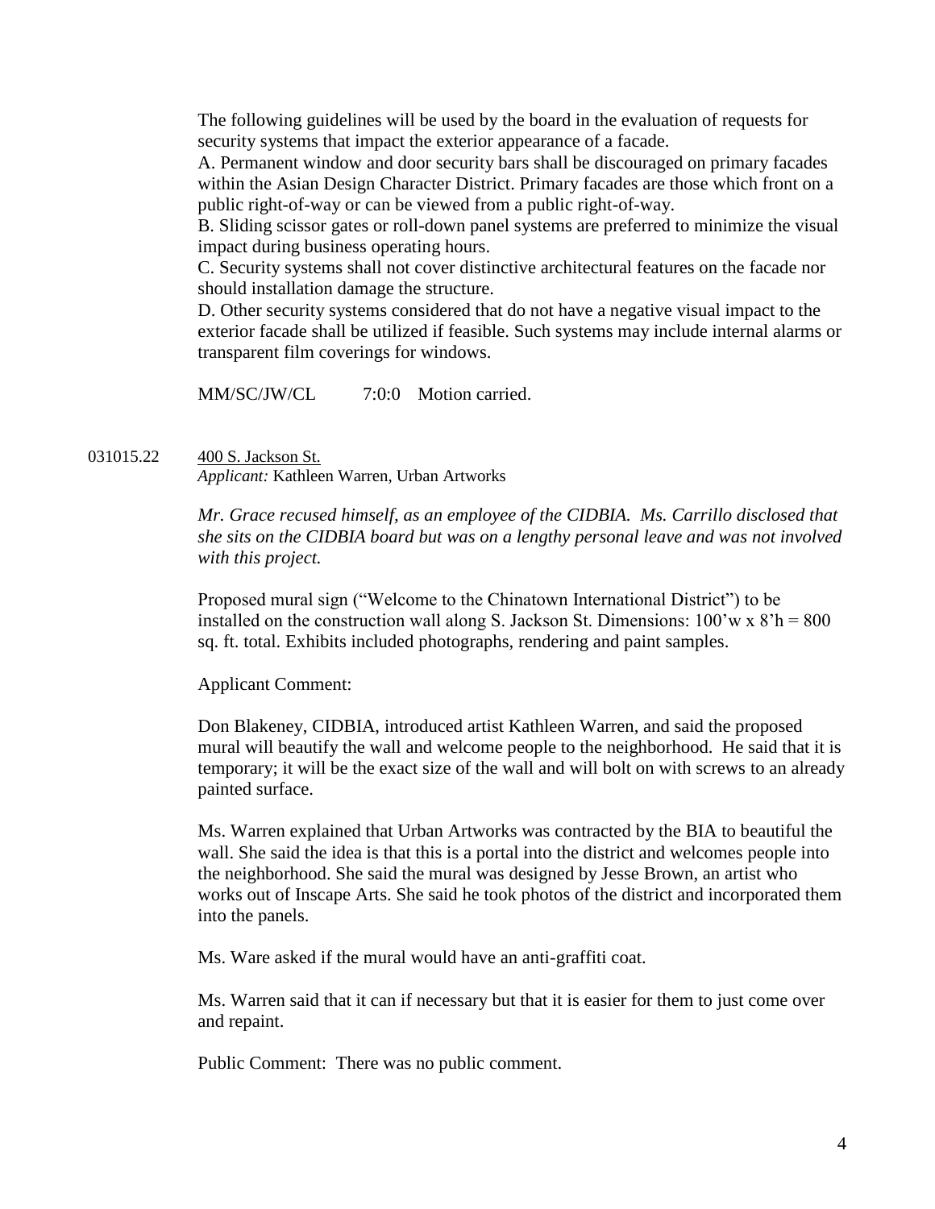The following guidelines will be used by the board in the evaluation of requests for security systems that impact the exterior appearance of a facade.

A. Permanent window and door security bars shall be discouraged on primary facades within the Asian Design Character District. Primary facades are those which front on a public right-of-way or can be viewed from a public right-of-way.

B. Sliding scissor gates or roll-down panel systems are preferred to minimize the visual impact during business operating hours.

C. Security systems shall not cover distinctive architectural features on the facade nor should installation damage the structure.

D. Other security systems considered that do not have a negative visual impact to the exterior facade shall be utilized if feasible. Such systems may include internal alarms or transparent film coverings for windows.

MM/SC/JW/CL 7:0:0 Motion carried.

031015.22 400 S. Jackson St.

*Applicant:* Kathleen Warren, Urban Artworks

*Mr. Grace recused himself, as an employee of the CIDBIA. Ms. Carrillo disclosed that she sits on the CIDBIA board but was on a lengthy personal leave and was not involved with this project.*

Proposed mural sign ("Welcome to the Chinatown International District") to be installed on the construction wall along S. Jackson St. Dimensions: 100'w x 8'h = 800 sq. ft. total. Exhibits included photographs, rendering and paint samples.

Applicant Comment:

Don Blakeney, CIDBIA, introduced artist Kathleen Warren, and said the proposed mural will beautify the wall and welcome people to the neighborhood. He said that it is temporary; it will be the exact size of the wall and will bolt on with screws to an already painted surface.

Ms. Warren explained that Urban Artworks was contracted by the BIA to beautiful the wall. She said the idea is that this is a portal into the district and welcomes people into the neighborhood. She said the mural was designed by Jesse Brown, an artist who works out of Inscape Arts. She said he took photos of the district and incorporated them into the panels.

Ms. Ware asked if the mural would have an anti-graffiti coat.

Ms. Warren said that it can if necessary but that it is easier for them to just come over and repaint.

Public Comment: There was no public comment.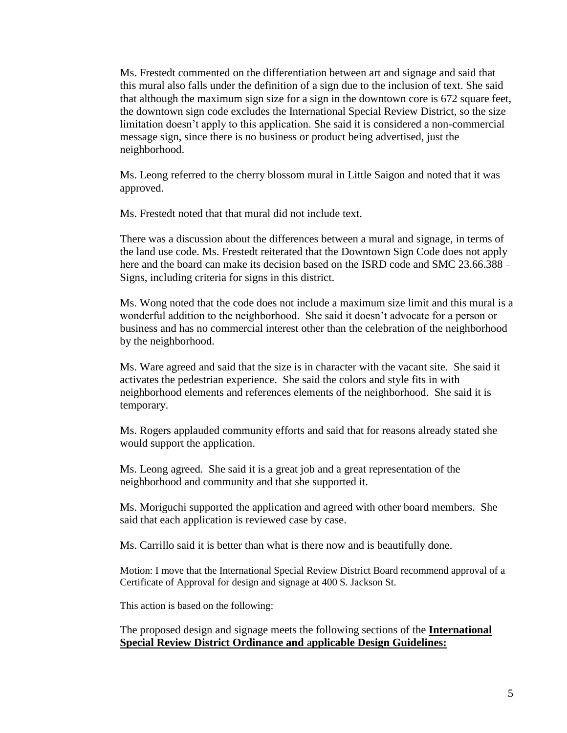Ms. Frestedt commented on the differentiation between art and signage and said that this mural also falls under the definition of a sign due to the inclusion of text. She said that although the maximum sign size for a sign in the downtown core is 672 square feet, the downtown sign code excludes the International Special Review District, so the size limitation doesn't apply to this application. She said it is considered a non-commercial message sign, since there is no business or product being advertised, just the neighborhood.

Ms. Leong referred to the cherry blossom mural in Little Saigon and noted that it was approved.

Ms. Frestedt noted that that mural did not include text.

There was a discussion about the differences between a mural and signage, in terms of the land use code. Ms. Frestedt reiterated that the Downtown Sign Code does not apply here and the board can make its decision based on the ISRD code and SMC 23.66.388 – Signs, including criteria for signs in this district.

Ms. Wong noted that the code does not include a maximum size limit and this mural is a wonderful addition to the neighborhood. She said it doesn't advocate for a person or business and has no commercial interest other than the celebration of the neighborhood by the neighborhood.

Ms. Ware agreed and said that the size is in character with the vacant site. She said it activates the pedestrian experience. She said the colors and style fits in with neighborhood elements and references elements of the neighborhood. She said it is temporary.

Ms. Rogers applauded community efforts and said that for reasons already stated she would support the application.

Ms. Leong agreed. She said it is a great job and a great representation of the neighborhood and community and that she supported it.

Ms. Moriguchi supported the application and agreed with other board members. She said that each application is reviewed case by case.

Ms. Carrillo said it is better than what is there now and is beautifully done.

Motion: I move that the International Special Review District Board recommend approval of a Certificate of Approval for design and signage at 400 S. Jackson St.

This action is based on the following:

The proposed design and signage meets the following sections of the **International Special Review District Ordinance and applicable Design Guidelines:**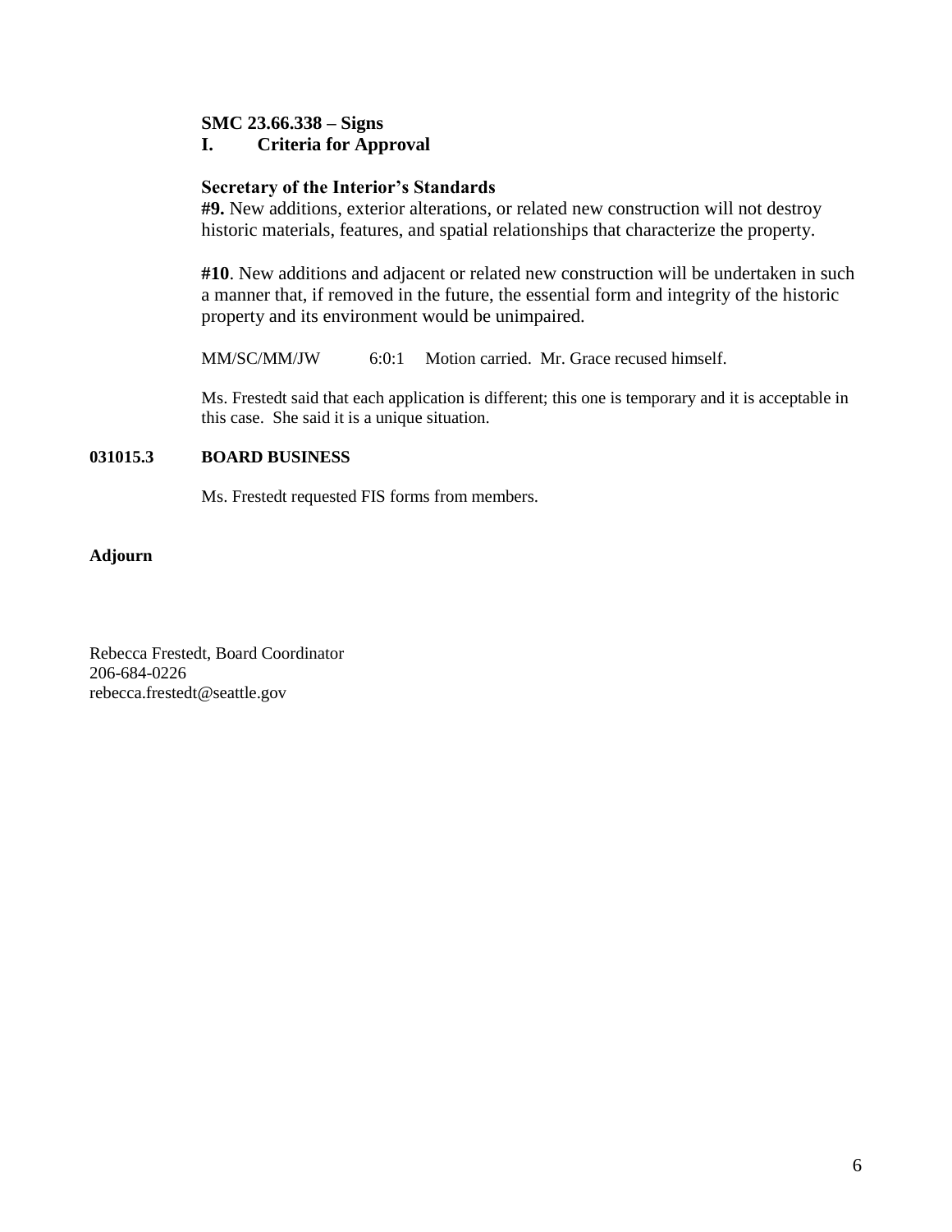**SMC 23.66.338 – Signs**
**I. Criteria for Approval**

**Secretary of the Interior's Standards**

**#9.** New additions, exterior alterations, or related new construction will not destroy historic materials, features, and spatial relationships that characterize the property.

**#10**. New additions and adjacent or related new construction will be undertaken in such a manner that, if removed in the future, the essential form and integrity of the historic property and its environment would be unimpaired.

MM/SC/MM/JW 6:0:1 Motion carried. Mr. Grace recused himself.

Ms. Frestedt said that each application is different; this one is temporary and it is acceptable in this case. She said it is a unique situation.

**031015.3 BOARD BUSINESS**

Ms. Frestedt requested FIS forms from members.

**Adjourn**

Rebecca Frestedt, Board Coordinator
206-684-0226
rebecca.frestedt@seattle.gov